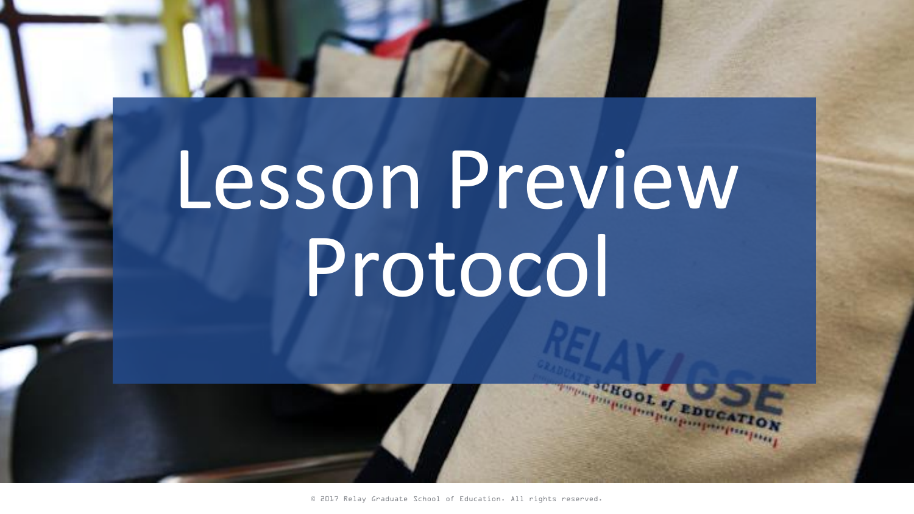# Lesson Preview Protocol

© 2017 Relay Graduate School of Education. All rights reserved.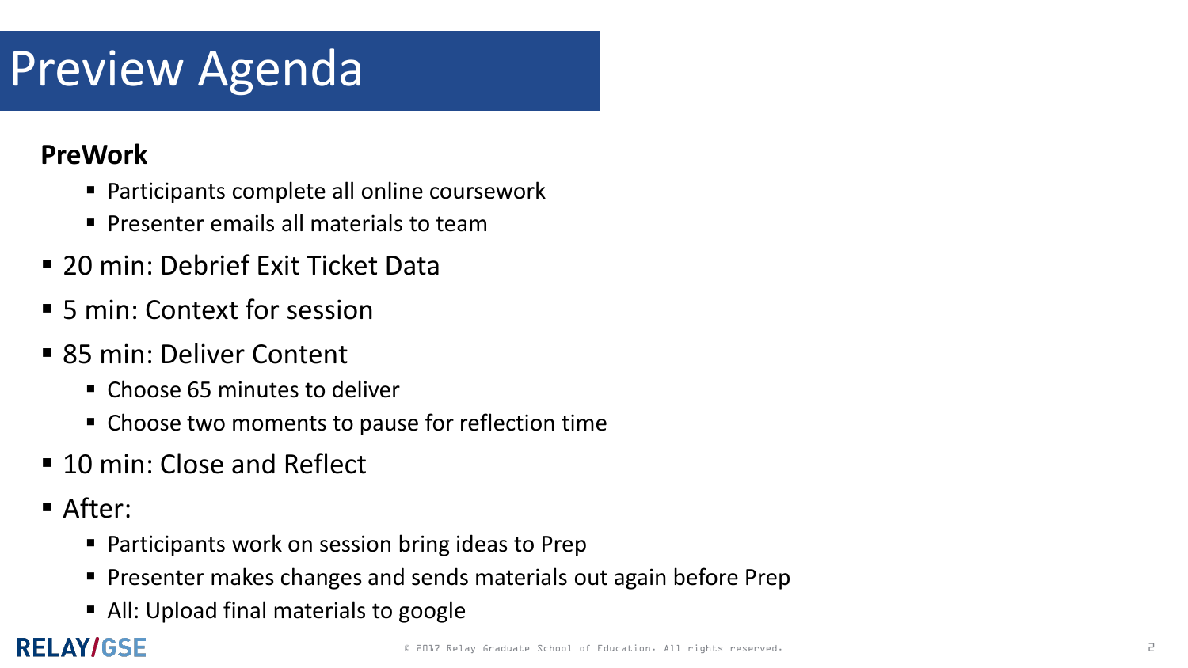# Preview Agenda

**PreWork**

- Participants complete all online coursework
- Presenter emails all materials to team

- 20 min: Debrief Exit Ticket Data
- 5 min: Context for session
- 85 min: Deliver Content
  - Choose 65 minutes to deliver
  - Choose two moments to pause for reflection time
- 10 min: Close and Reflect
- After:
  - Participants work on session bring ideas to Prep
  - Presenter makes changes and sends materials out again before Prep
  - All: Upload final materials to google

RELAY/GSE

© 2017 Relay Graduate School of Education. All rights reserved.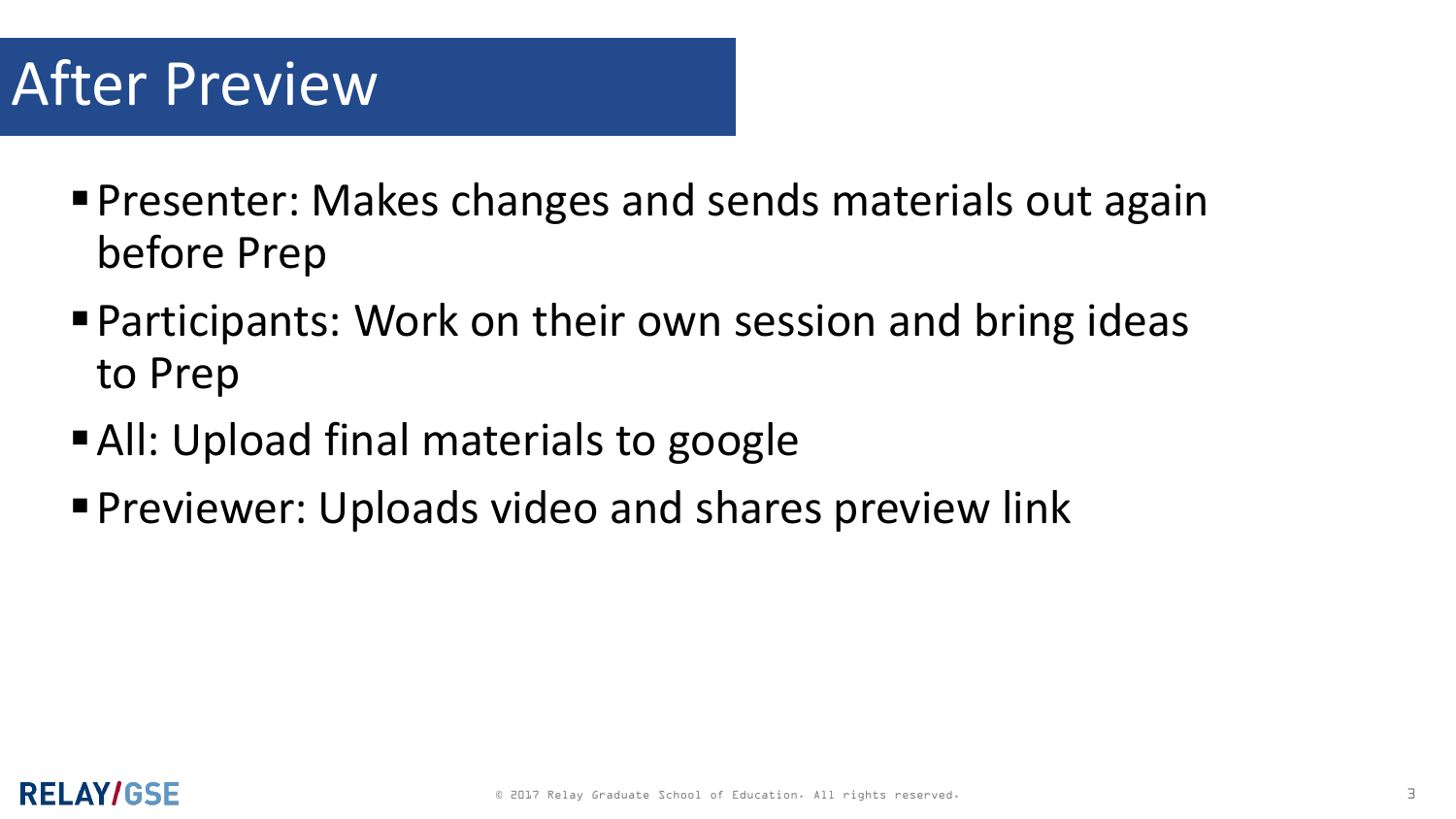# After Preview

- Presenter: Makes changes and sends materials out again before Prep
- Participants: Work on their own session and bring ideas to Prep
- All: Upload final materials to google
- Previewer: Uploads video and shares preview link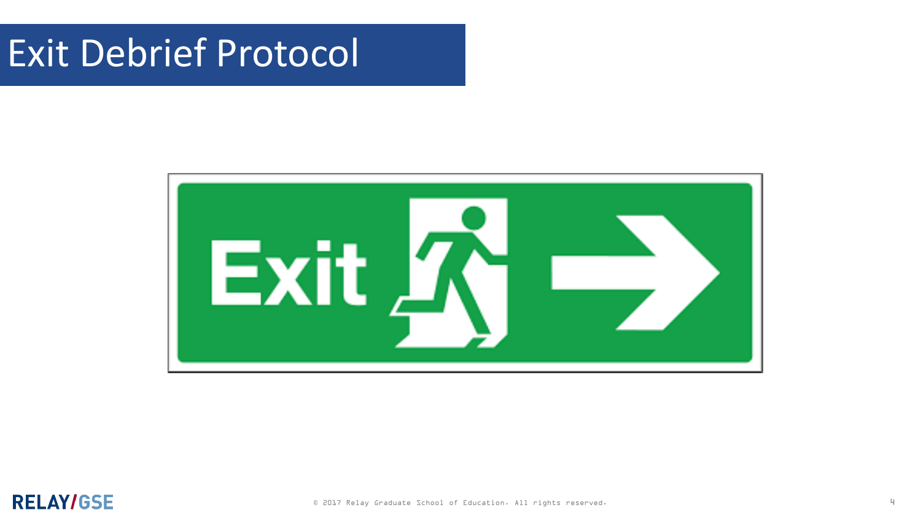# Exit Debrief Protocol

Exit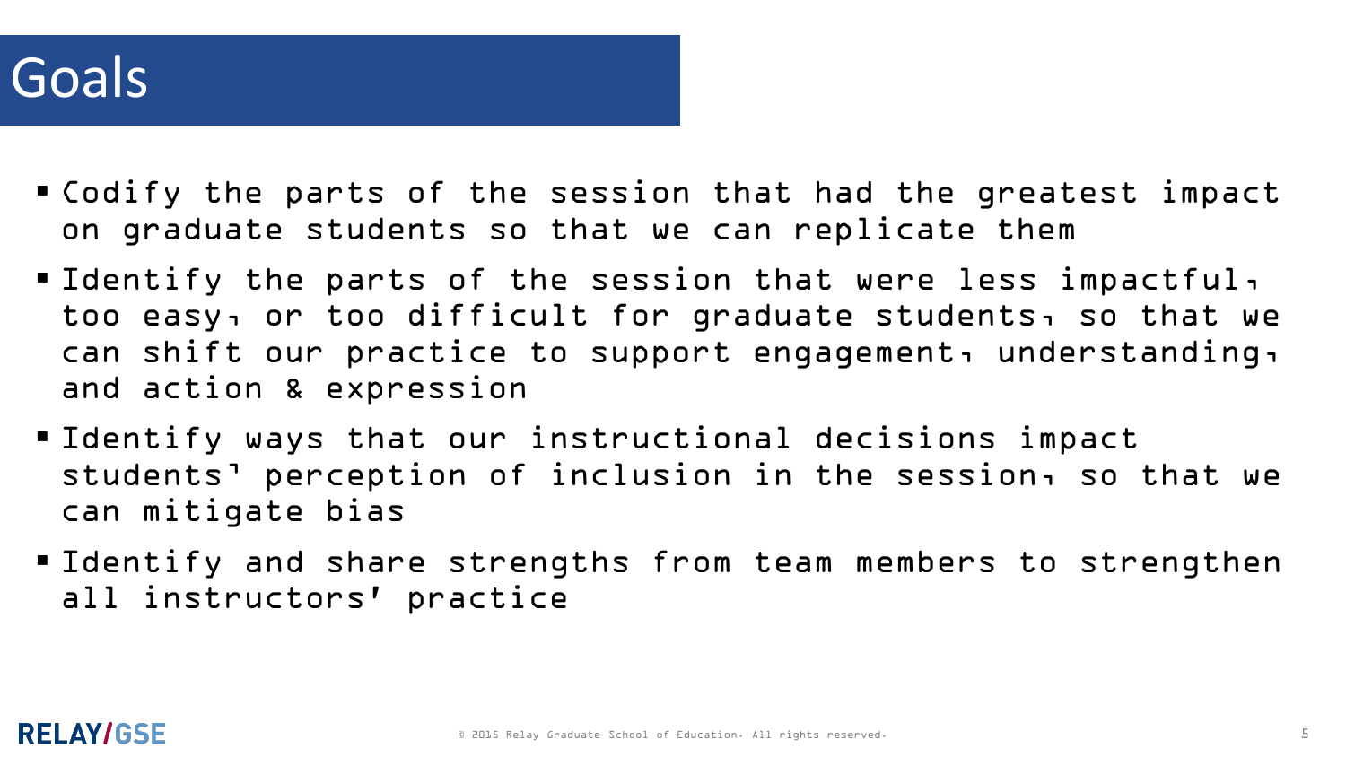# Goals

- Codify the parts of the session that had the greatest impact on graduate students so that we can replicate them
- Identify the parts of the session that were less impactful, too easy, or too difficult for graduate students, so that we can shift our practice to support engagement, understanding, and action & expression
- Identify ways that our instructional decisions impact students' perception of inclusion in the session, so that we can mitigate bias
- Identify and share strengths from team members to strengthen all instructors' practice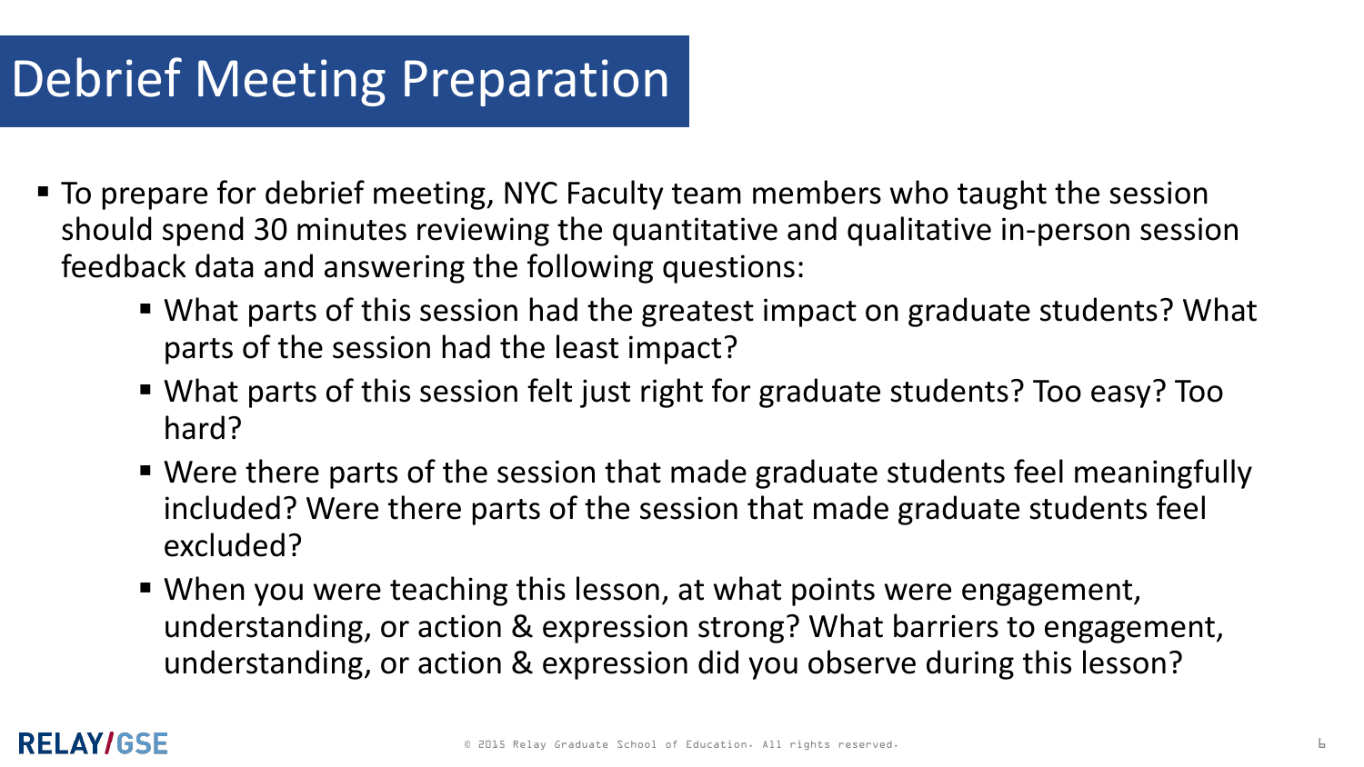# Debrief Meeting Preparation

- To prepare for debrief meeting, NYC Faculty team members who taught the session should spend 30 minutes reviewing the quantitative and qualitative in-person session feedback data and answering the following questions:
  - What parts of this session had the greatest impact on graduate students? What parts of the session had the least impact?
  - What parts of this session felt just right for graduate students? Too easy? Too hard?
  - Were there parts of the session that made graduate students feel meaningfully included? Were there parts of the session that made graduate students feel excluded?
  - When you were teaching this lesson, at what points were engagement, understanding, or action & expression strong? What barriers to engagement, understanding, or action & expression did you observe during this lesson?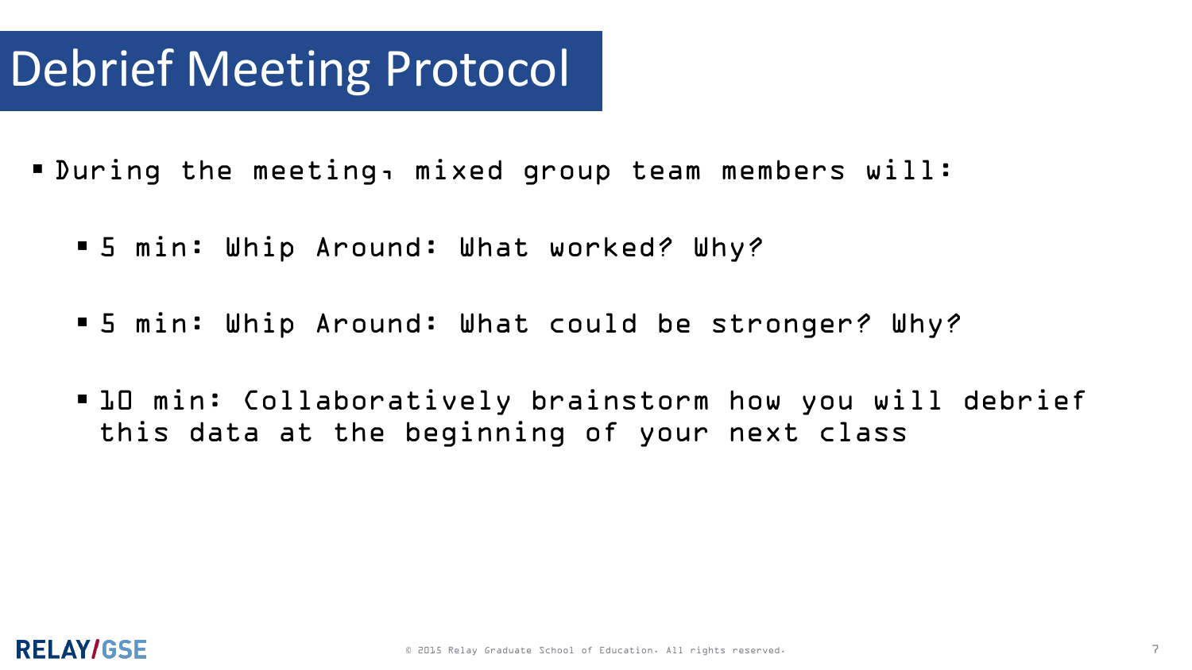# Debrief Meeting Protocol

- During the meeting, mixed group team members will:
  - 5 min: Whip Around: What worked? Why?
  - 5 min: Whip Around: What could be stronger? Why?
  - 10 min: Collaboratively brainstorm how you will debrief this data at the beginning of your next class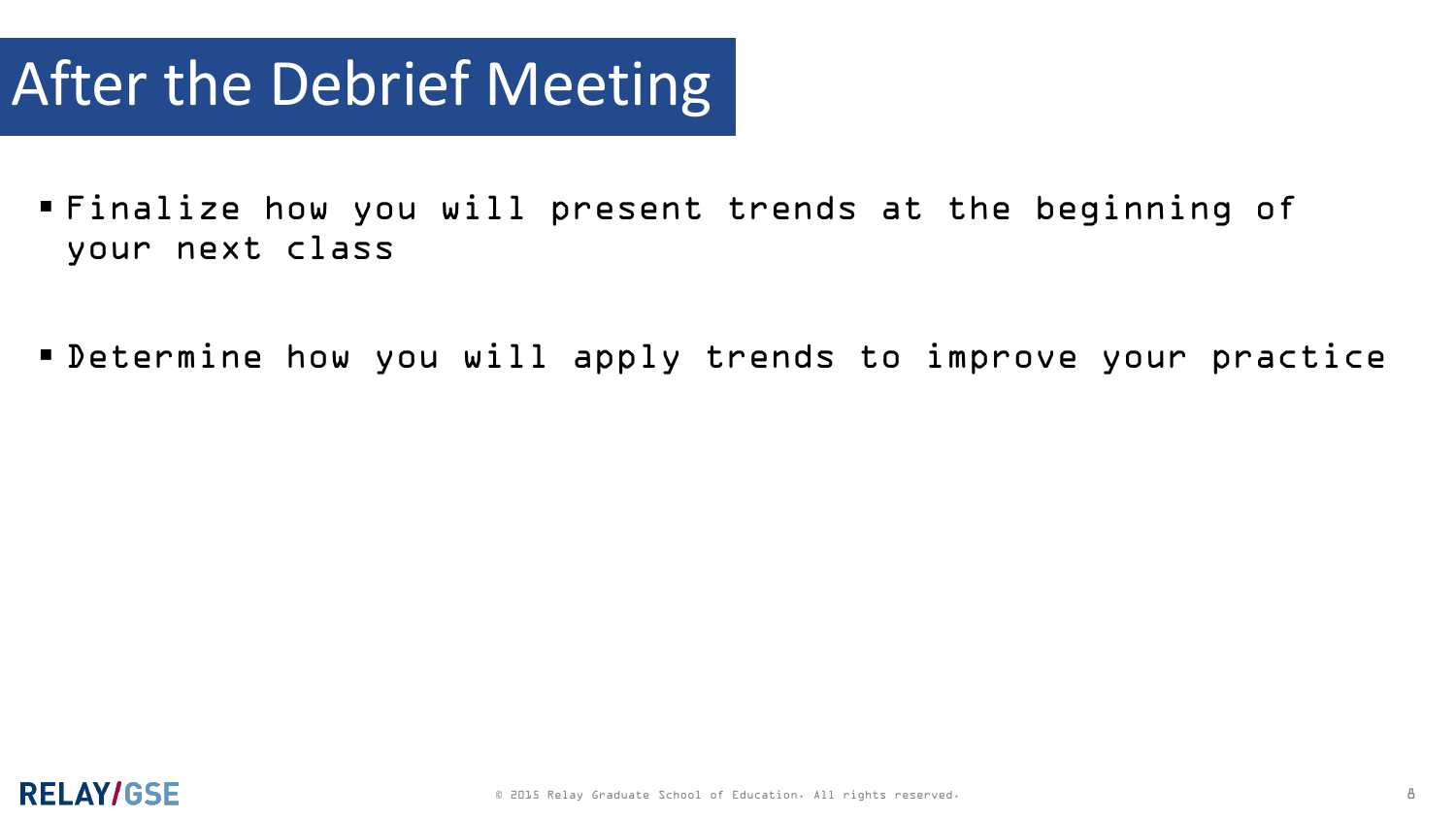# After the Debrief Meeting

- Finalize how you will present trends at the beginning of your next class
- Determine how you will apply trends to improve your practice